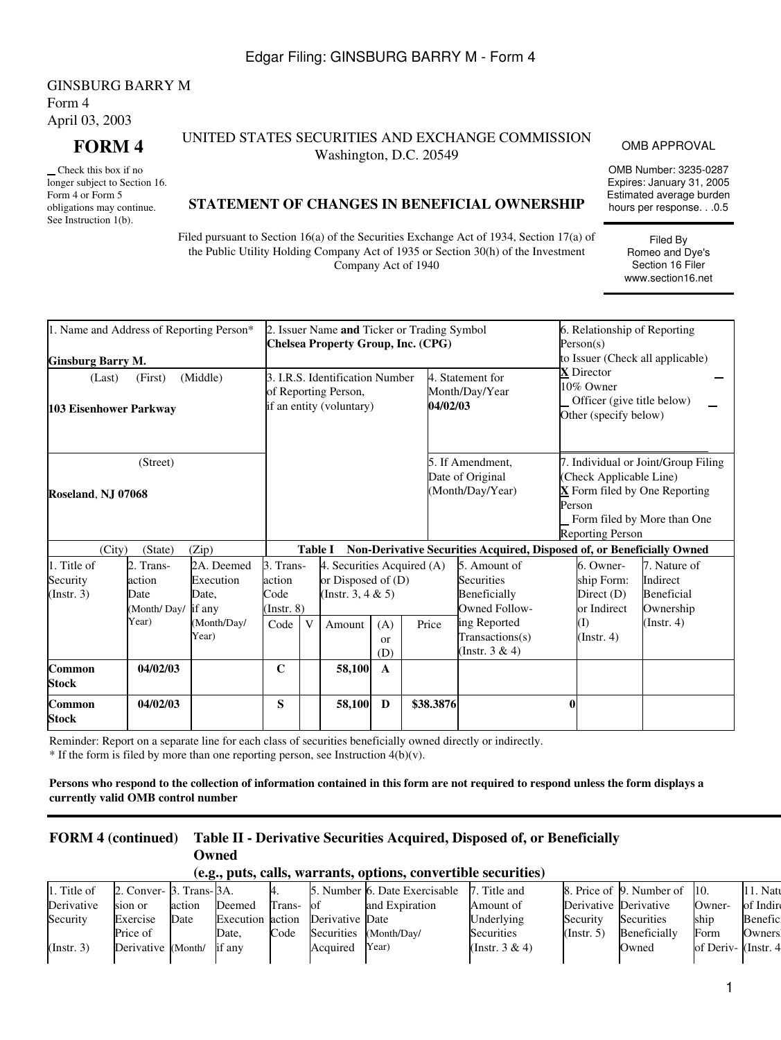Edgar Filing: GINSBURG BARRY M - Form 4

GINSBURG BARRY M
Form 4
April 03, 2003

# FORM 4

_ Check this box if no longer subject to Section 16. Form 4 or Form 5 obligations may continue. See Instruction 1(b).

UNITED STATES SECURITIES AND EXCHANGE COMMISSION
Washington, D.C. 20549

## STATEMENT OF CHANGES IN BENEFICIAL OWNERSHIP

Filed pursuant to Section 16(a) of the Securities Exchange Act of 1934, Section 17(a) of the Public Utility Holding Company Act of 1935 or Section 30(h) of the Investment Company Act of 1940

OMB APPROVAL
OMB Number: 3235-0287
Expires: January 31, 2005
Estimated average burden hours per response. . .0.5

Filed By Romeo and Dye's Section 16 Filer www.section16.net

| 1. Name and Address of Reporting Person* | 2. Issuer Name **and** Ticker or Trading Symbol | 6. Relationship of Reporting Person(s) to Issuer (Check all applicable) |
|---|---|---|
| **Ginsburg Barry M.** (Last) (First) (Middle) | **Chelsea Property Group, Inc. (CPG)** | **X** Director _ 10% Owner _ Officer (give title below) _ Other (specify below) |
| **103 Eisenhower Parkway** (Street) | 3. I.R.S. Identification Number of Reporting Person, if an entity (voluntary) | 4. Statement for Month/Day/Year **04/02/03** |
| **Roseland, NJ 07068** (City) (State) (Zip) | 5. If Amendment, Date of Original (Month/Day/Year) | 7. Individual or Joint/Group Filing (Check Applicable Line) **X** Form filed by One Reporting Person _ Form filed by More than One Reporting Person |

**Table I Non-Derivative Securities Acquired, Disposed of, or Beneficially Owned**

| 1. Title of Security (Instr. 3) | 2. Transaction Date (Month/Day/Year) | 2A. Deemed Execution Date, if any (Month/Day/Year) | 3. Transaction Code (Instr. 8) Code | V | 4. Securities Acquired (A) or Disposed of (D) (Instr. 3, 4 & 5) Amount | (A) or (D) | Price | 5. Amount of Securities Beneficially Owned Following Reported Transactions(s) (Instr. 3 & 4) | 6. Ownership Form: Direct (D) or Indirect (I) (Instr. 4) | 7. Nature of Indirect Beneficial Ownership (Instr. 4) |
|---|---|---|---|---|---|---|---|---|---|---|
| **Common Stock** | **04/02/03** | | **C** | | **58,100** | **A** | | | | |
| **Common Stock** | **04/02/03** | | **S** | | **58,100** | **D** | **$38.3876** | **0** | | |

Reminder: Report on a separate line for each class of securities beneficially owned directly or indirectly.
* If the form is filed by more than one reporting person, see Instruction 4(b)(v).

**Persons who respond to the collection of information contained in this form are not required to respond unless the form displays a currently valid OMB control number**

**FORM 4 (continued) Table II - Derivative Securities Acquired, Disposed of, or Beneficially Owned (e.g., puts, calls, warrants, options, convertible securities)**

| 1. Title of Derivative Security (Instr. 3) | 2. Conversion or Exercise Price of Derivative | 3. Transaction Date (Month/ | 3A. Deemed Execution Date, if any | 4. Transaction Code | 5. Number of Derivative Securities Acquired | 6. Date Exercisable and Expiration Date (Month/Day/Year) | 7. Title and Amount of Underlying Securities (Instr. 3 & 4) | 8. Price of Derivative Security (Instr. 5) | 9. Number of Derivative Securities Beneficially Owned | 10. Ownership Form of Deriv- | 11. Nature of Indirect Beneficial Ownership (Instr. 4) |
|---|---|---|---|---|---|---|---|---|---|---|---|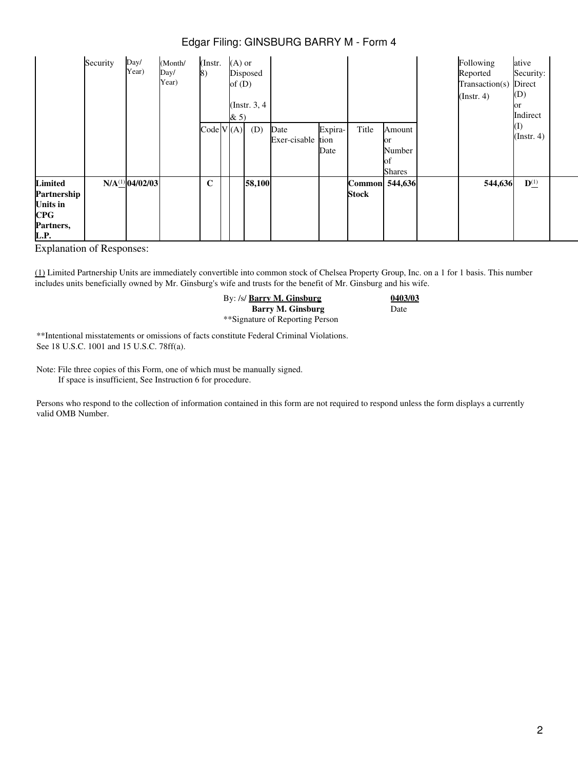| | Security | Day/ Year) | (Month/ Day/ Year) | (Instr. 8) | | (A) or Disposed of (D) (Instr. 3, 4 & 5) | | | | | | | Following Reported Transaction(s) (Instr. 4) | ative Security: Direct (D) or Indirect (I) (Instr. 4) | |
|---|---|---|---|---|---|---|---|---|---|---|---|---|---|---|---|
| | | | | Code | V | (A) | (D) | Date Exer-cisable | Expira-tion Date | Title | Amount or Number of Shares | | | | |
| **Limited Partnership Units in CPG Partners, L.P.** | **N/A** (1) | **04/02/03** | | **C** | | | **58,100** | | | **Common Stock** | **544,636** | | **544,636** | **D** (1) | |

Explanation of Responses:

(1) Limited Partnership Units are immediately convertible into common stock of Chelsea Property Group, Inc. on a 1 for 1 basis. This number includes units beneficially owned by Mr. Ginsburg's wife and trusts for the benefit of Mr. Ginsburg and his wife.

By: /s/ **Barry M. Ginsburg** — **0403/03**

**Barry M. Ginsburg** — Date

**Signature of Reporting Person

**Intentional misstatements or omissions of facts constitute Federal Criminal Violations.
See 18 U.S.C. 1001 and 15 U.S.C. 78ff(a).

Note: File three copies of this Form, one of which must be manually signed.
If space is insufficient, See Instruction 6 for procedure.

Persons who respond to the collection of information contained in this form are not required to respond unless the form displays a currently valid OMB Number.